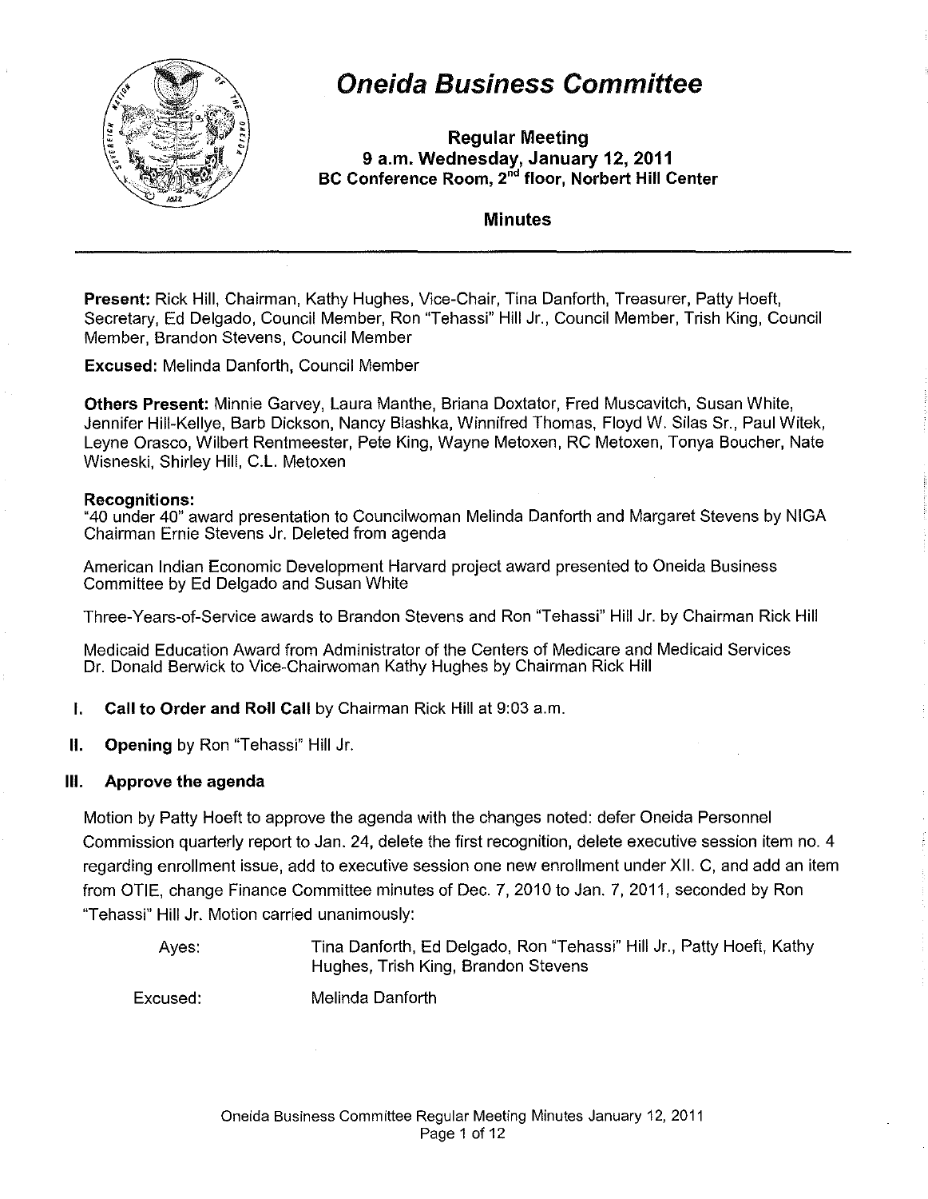# Oneida Business Committee

**Regular Meeting**
**9 a.m. Wednesday, January 12, 2011**
**BC Conference Room, 2nd floor, Norbert Hill Center**

**Minutes**

---

**Present:** Rick Hill, Chairman, Kathy Hughes, Vice-Chair, Tina Danforth, Treasurer, Patty Hoeft, Secretary, Ed Delgado, Council Member, Ron "Tehassi" Hill Jr., Council Member, Trish King, Council Member, Brandon Stevens, Council Member

**Excused:** Melinda Danforth, Council Member

**Others Present:** Minnie Garvey, Laura Manthe, Briana Doxtator, Fred Muscavitch, Susan White, Jennifer Hill-Kellye, Barb Dickson, Nancy Blashka, Winnifred Thomas, Floyd W. Silas Sr., Paul Witek, Leyne Orasco, Wilbert Rentmeester, Pete King, Wayne Metoxen, RC Metoxen, Tonya Boucher, Nate Wisneski, Shirley Hill, C.L. Metoxen

**Recognitions:**

"40 under 40" award presentation to Councilwoman Melinda Danforth and Margaret Stevens by NIGA Chairman Ernie Stevens Jr. Deleted from agenda

American Indian Economic Development Harvard project award presented to Oneida Business Committee by Ed Delgado and Susan White

Three-Years-of-Service awards to Brandon Stevens and Ron "Tehassi" Hill Jr. by Chairman Rick Hill

Medicaid Education Award from Administrator of the Centers of Medicare and Medicaid Services Dr. Donald Berwick to Vice-Chairwoman Kathy Hughes by Chairman Rick Hill

I. **Call to Order and Roll Call** by Chairman Rick Hill at 9:03 a.m.

II. **Opening** by Ron "Tehassi" Hill Jr.

III. **Approve the agenda**

Motion by Patty Hoeft to approve the agenda with the changes noted: defer Oneida Personnel Commission quarterly report to Jan. 24, delete the first recognition, delete executive session item no. 4 regarding enrollment issue, add to executive session one new enrollment under XII. C, and add an item from OTIE, change Finance Committee minutes of Dec. 7, 2010 to Jan. 7, 2011, seconded by Ron "Tehassi" Hill Jr. Motion carried unanimously:

| | |
|---|---|
| Ayes: | Tina Danforth, Ed Delgado, Ron "Tehassi" Hill Jr., Patty Hoeft, Kathy Hughes, Trish King, Brandon Stevens |
| Excused: | Melinda Danforth |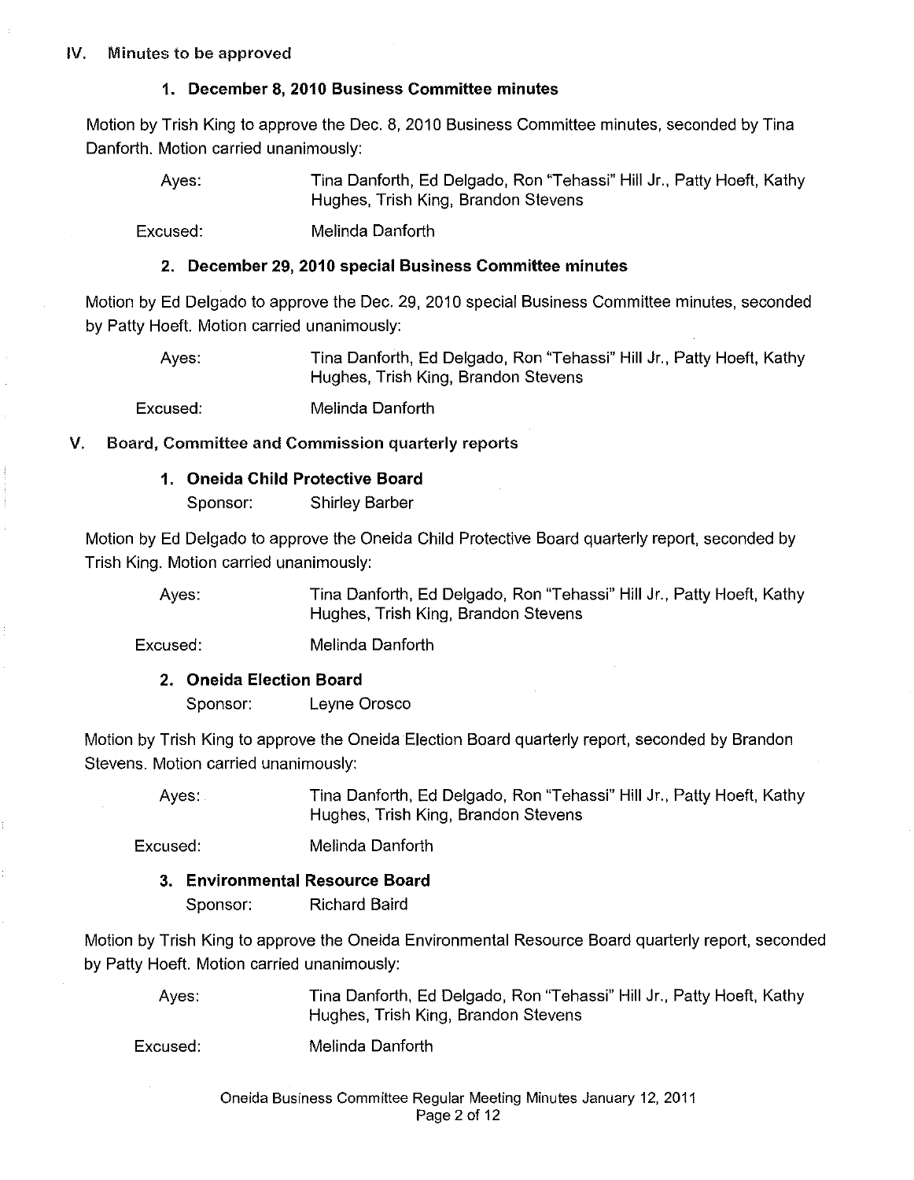## IV. Minutes to be approved

### 1. December 8, 2010 Business Committee minutes

Motion by Trish King to approve the Dec. 8, 2010 Business Committee minutes, seconded by Tina Danforth. Motion carried unanimously:

Ayes: Tina Danforth, Ed Delgado, Ron "Tehassi" Hill Jr., Patty Hoeft, Kathy Hughes, Trish King, Brandon Stevens

Excused: Melinda Danforth

### 2. December 29, 2010 special Business Committee minutes

Motion by Ed Delgado to approve the Dec. 29, 2010 special Business Committee minutes, seconded by Patty Hoeft. Motion carried unanimously:

Ayes: Tina Danforth, Ed Delgado, Ron "Tehassi" Hill Jr., Patty Hoeft, Kathy Hughes, Trish King, Brandon Stevens

Excused: Melinda Danforth

## V. Board, Committee and Commission quarterly reports

### 1. Oneida Child Protective Board

Sponsor: Shirley Barber

Motion by Ed Delgado to approve the Oneida Child Protective Board quarterly report, seconded by Trish King. Motion carried unanimously:

Ayes: Tina Danforth, Ed Delgado, Ron "Tehassi" Hill Jr., Patty Hoeft, Kathy Hughes, Trish King, Brandon Stevens

Excused: Melinda Danforth

### 2. Oneida Election Board

Sponsor: Leyne Orosco

Motion by Trish King to approve the Oneida Election Board quarterly report, seconded by Brandon Stevens. Motion carried unanimously:

Ayes: Tina Danforth, Ed Delgado, Ron "Tehassi" Hill Jr., Patty Hoeft, Kathy Hughes, Trish King, Brandon Stevens

Excused: Melinda Danforth

### 3. Environmental Resource Board

Sponsor: Richard Baird

Motion by Trish King to approve the Oneida Environmental Resource Board quarterly report, seconded by Patty Hoeft. Motion carried unanimously:

Ayes: Tina Danforth, Ed Delgado, Ron "Tehassi" Hill Jr., Patty Hoeft, Kathy Hughes, Trish King, Brandon Stevens

Excused: Melinda Danforth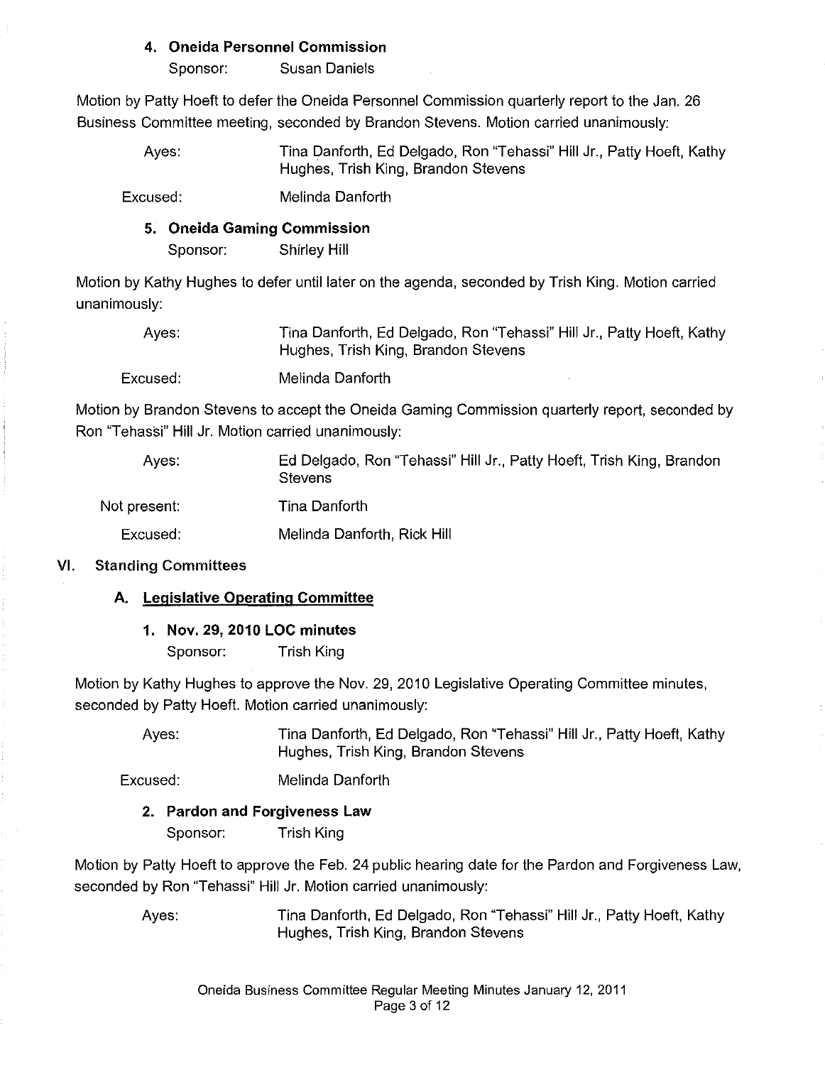**4. Oneida Personnel Commission**

Sponsor: Susan Daniels

Motion by Patty Hoeft to defer the Oneida Personnel Commission quarterly report to the Jan. 26 Business Committee meeting, seconded by Brandon Stevens. Motion carried unanimously:

Ayes: Tina Danforth, Ed Delgado, Ron "Tehassi" Hill Jr., Patty Hoeft, Kathy Hughes, Trish King, Brandon Stevens

Excused: Melinda Danforth

**5. Oneida Gaming Commission**

Sponsor: Shirley Hill

Motion by Kathy Hughes to defer until later on the agenda, seconded by Trish King. Motion carried unanimously:

Ayes: Tina Danforth, Ed Delgado, Ron "Tehassi" Hill Jr., Patty Hoeft, Kathy Hughes, Trish King, Brandon Stevens

Excused: Melinda Danforth

Motion by Brandon Stevens to accept the Oneida Gaming Commission quarterly report, seconded by Ron "Tehassi" Hill Jr. Motion carried unanimously:

Ayes: Ed Delgado, Ron "Tehassi" Hill Jr., Patty Hoeft, Trish King, Brandon Stevens

Not present: Tina Danforth

Excused: Melinda Danforth, Rick Hill

## VI. Standing Committees

### A. Legislative Operating Committee

**1. Nov. 29, 2010 LOC minutes**

Sponsor: Trish King

Motion by Kathy Hughes to approve the Nov. 29, 2010 Legislative Operating Committee minutes, seconded by Patty Hoeft. Motion carried unanimously:

Ayes: Tina Danforth, Ed Delgado, Ron "Tehassi" Hill Jr., Patty Hoeft, Kathy Hughes, Trish King, Brandon Stevens

Excused: Melinda Danforth

**2. Pardon and Forgiveness Law**

Sponsor: Trish King

Motion by Patty Hoeft to approve the Feb. 24 public hearing date for the Pardon and Forgiveness Law, seconded by Ron "Tehassi" Hill Jr. Motion carried unanimously:

Ayes: Tina Danforth, Ed Delgado, Ron "Tehassi" Hill Jr., Patty Hoeft, Kathy Hughes, Trish King, Brandon Stevens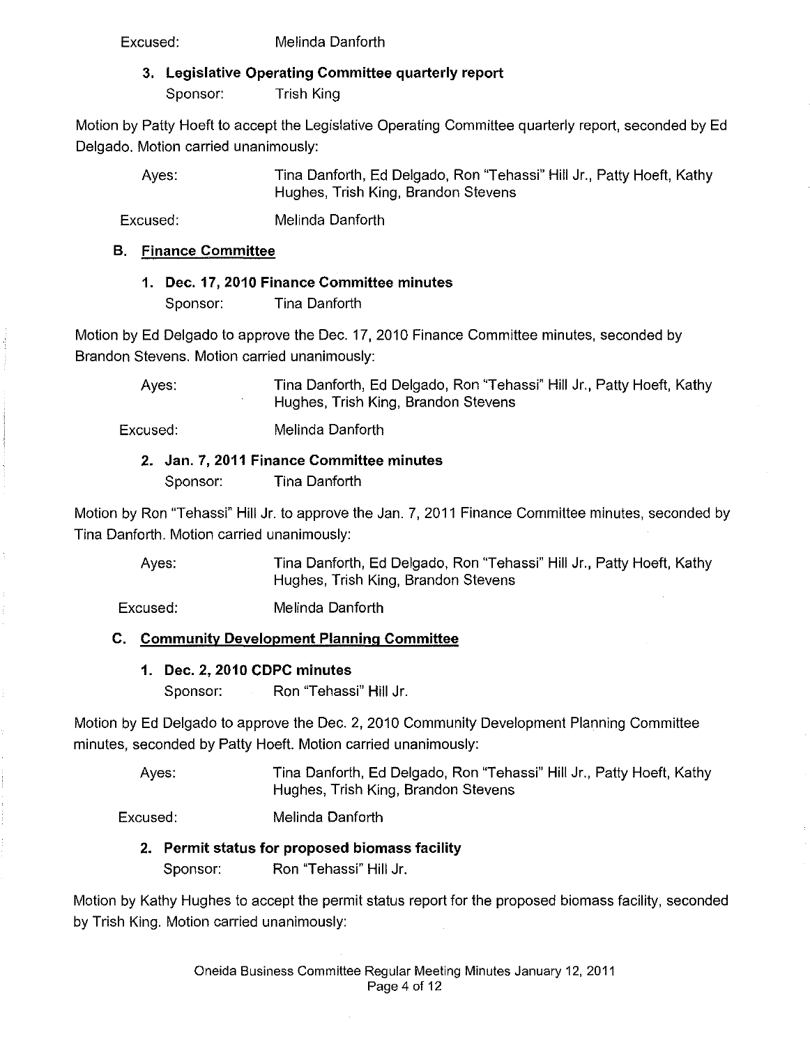Excused: Melinda Danforth

**3. Legislative Operating Committee quarterly report**

Sponsor: Trish King

Motion by Patty Hoeft to accept the Legislative Operating Committee quarterly report, seconded by Ed Delgado. Motion carried unanimously:

Ayes: Tina Danforth, Ed Delgado, Ron "Tehassi" Hill Jr., Patty Hoeft, Kathy Hughes, Trish King, Brandon Stevens

Excused: Melinda Danforth

## B. Finance Committee

**1. Dec. 17, 2010 Finance Committee minutes**

Sponsor: Tina Danforth

Motion by Ed Delgado to approve the Dec. 17, 2010 Finance Committee minutes, seconded by Brandon Stevens. Motion carried unanimously:

Ayes: Tina Danforth, Ed Delgado, Ron "Tehassi" Hill Jr., Patty Hoeft, Kathy Hughes, Trish King, Brandon Stevens

Excused: Melinda Danforth

**2. Jan. 7, 2011 Finance Committee minutes**

Sponsor: Tina Danforth

Motion by Ron "Tehassi" Hill Jr. to approve the Jan. 7, 2011 Finance Committee minutes, seconded by Tina Danforth. Motion carried unanimously:

Ayes: Tina Danforth, Ed Delgado, Ron "Tehassi" Hill Jr., Patty Hoeft, Kathy Hughes, Trish King, Brandon Stevens

Excused: Melinda Danforth

## C. Community Development Planning Committee

**1. Dec. 2, 2010 CDPC minutes**

Sponsor: Ron "Tehassi" Hill Jr.

Motion by Ed Delgado to approve the Dec. 2, 2010 Community Development Planning Committee minutes, seconded by Patty Hoeft. Motion carried unanimously:

Ayes: Tina Danforth, Ed Delgado, Ron "Tehassi" Hill Jr., Patty Hoeft, Kathy Hughes, Trish King, Brandon Stevens

Excused: Melinda Danforth

**2. Permit status for proposed biomass facility**

Sponsor: Ron "Tehassi" Hill Jr.

Motion by Kathy Hughes to accept the permit status report for the proposed biomass facility, seconded by Trish King. Motion carried unanimously: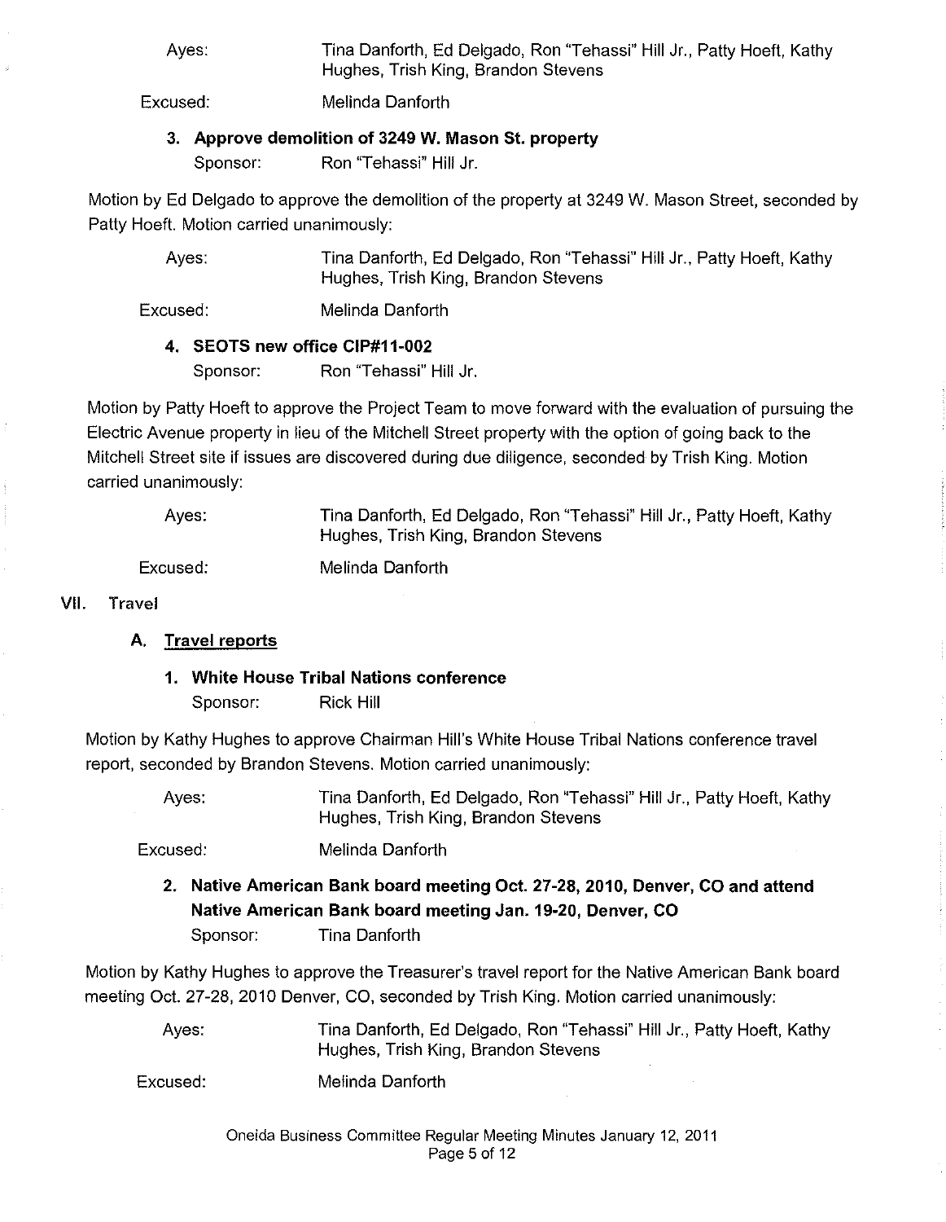Ayes: Tina Danforth, Ed Delgado, Ron "Tehassi" Hill Jr., Patty Hoeft, Kathy Hughes, Trish King, Brandon Stevens

Excused: Melinda Danforth

**3. Approve demolition of 3249 W. Mason St. property**

Sponsor: Ron "Tehassi" Hill Jr.

Motion by Ed Delgado to approve the demolition of the property at 3249 W. Mason Street, seconded by Patty Hoeft. Motion carried unanimously:

Ayes: Tina Danforth, Ed Delgado, Ron "Tehassi" Hill Jr., Patty Hoeft, Kathy Hughes, Trish King, Brandon Stevens

Excused: Melinda Danforth

**4. SEOTS new office CIP#11-002**

Sponsor: Ron "Tehassi" Hill Jr.

Motion by Patty Hoeft to approve the Project Team to move forward with the evaluation of pursuing the Electric Avenue property in lieu of the Mitchell Street property with the option of going back to the Mitchell Street site if issues are discovered during due diligence, seconded by Trish King. Motion carried unanimously:

Ayes: Tina Danforth, Ed Delgado, Ron "Tehassi" Hill Jr., Patty Hoeft, Kathy Hughes, Trish King, Brandon Stevens

Excused: Melinda Danforth

## VII. Travel

### A. Travel reports

**1. White House Tribal Nations conference**

Sponsor: Rick Hill

Motion by Kathy Hughes to approve Chairman Hill's White House Tribal Nations conference travel report, seconded by Brandon Stevens. Motion carried unanimously:

Ayes: Tina Danforth, Ed Delgado, Ron "Tehassi" Hill Jr., Patty Hoeft, Kathy Hughes, Trish King, Brandon Stevens

Excused: Melinda Danforth

**2. Native American Bank board meeting Oct. 27-28, 2010, Denver, CO and attend Native American Bank board meeting Jan. 19-20, Denver, CO**

Sponsor: Tina Danforth

Motion by Kathy Hughes to approve the Treasurer's travel report for the Native American Bank board meeting Oct. 27-28, 2010 Denver, CO, seconded by Trish King. Motion carried unanimously:

Ayes: Tina Danforth, Ed Delgado, Ron "Tehassi" Hill Jr., Patty Hoeft, Kathy Hughes, Trish King, Brandon Stevens

Excused: Melinda Danforth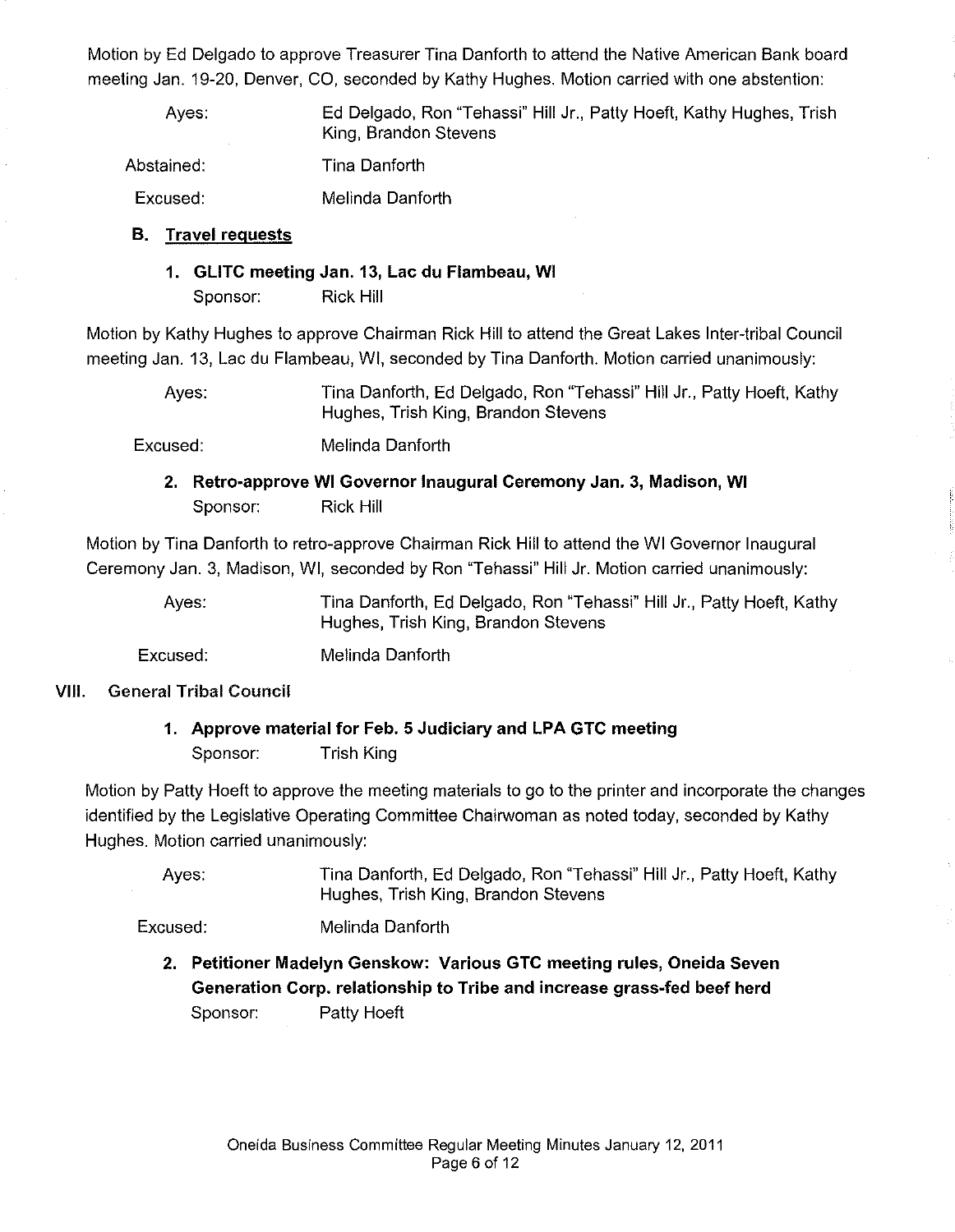Motion by Ed Delgado to approve Treasurer Tina Danforth to attend the Native American Bank board meeting Jan. 19-20, Denver, CO, seconded by Kathy Hughes. Motion carried with one abstention:

| | |
|---|---|
| Ayes: | Ed Delgado, Ron "Tehassi" Hill Jr., Patty Hoeft, Kathy Hughes, Trish King, Brandon Stevens |
| Abstained: | Tina Danforth |
| Excused: | Melinda Danforth |

### B. Travel requests

#### 1. GLITC meeting Jan. 13, Lac du Flambeau, WI

Sponsor: Rick Hill

Motion by Kathy Hughes to approve Chairman Rick Hill to attend the Great Lakes Inter-tribal Council meeting Jan. 13, Lac du Flambeau, WI, seconded by Tina Danforth. Motion carried unanimously:

| | |
|---|---|
| Ayes: | Tina Danforth, Ed Delgado, Ron "Tehassi" Hill Jr., Patty Hoeft, Kathy Hughes, Trish King, Brandon Stevens |
| Excused: | Melinda Danforth |

#### 2. Retro-approve WI Governor Inaugural Ceremony Jan. 3, Madison, WI

Sponsor: Rick Hill

Motion by Tina Danforth to retro-approve Chairman Rick Hill to attend the WI Governor Inaugural Ceremony Jan. 3, Madison, WI, seconded by Ron "Tehassi" Hill Jr. Motion carried unanimously:

| | |
|---|---|
| Ayes: | Tina Danforth, Ed Delgado, Ron "Tehassi" Hill Jr., Patty Hoeft, Kathy Hughes, Trish King, Brandon Stevens |
| Excused: | Melinda Danforth |

## VIII. General Tribal Council

#### 1. Approve material for Feb. 5 Judiciary and LPA GTC meeting

Sponsor: Trish King

Motion by Patty Hoeft to approve the meeting materials to go to the printer and incorporate the changes identified by the Legislative Operating Committee Chairwoman as noted today, seconded by Kathy Hughes. Motion carried unanimously:

| | |
|---|---|
| Ayes: | Tina Danforth, Ed Delgado, Ron "Tehassi" Hill Jr., Patty Hoeft, Kathy Hughes, Trish King, Brandon Stevens |
| Excused: | Melinda Danforth |

#### 2. Petitioner Madelyn Genskow: Various GTC meeting rules, Oneida Seven Generation Corp. relationship to Tribe and increase grass-fed beef herd

Sponsor: Patty Hoeft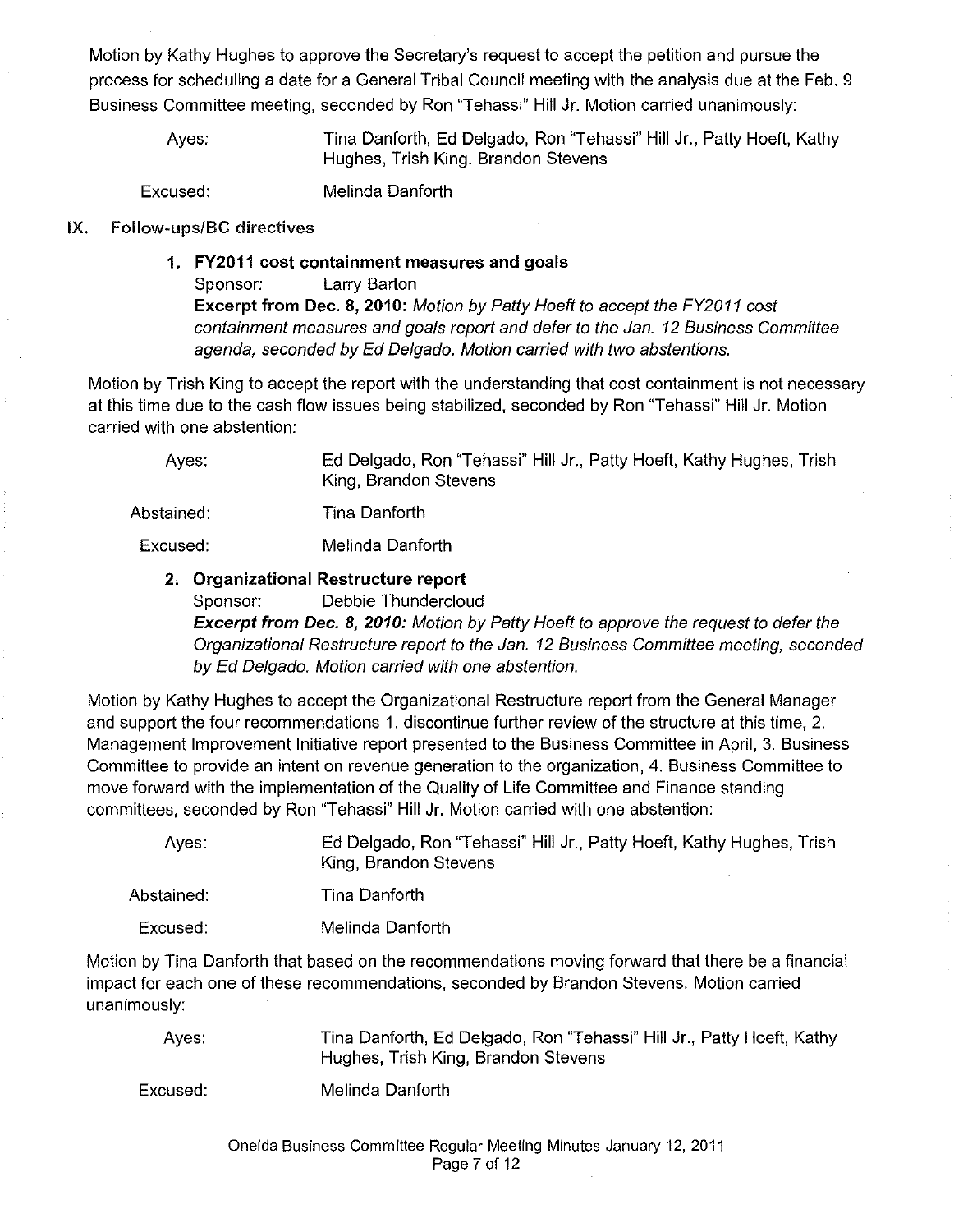Motion by Kathy Hughes to approve the Secretary's request to accept the petition and pursue the process for scheduling a date for a General Tribal Council meeting with the analysis due at the Feb. 9 Business Committee meeting, seconded by Ron "Tehassi" Hill Jr. Motion carried unanimously:

| | |
|---|---|
| Ayes: | Tina Danforth, Ed Delgado, Ron "Tehassi" Hill Jr., Patty Hoeft, Kathy Hughes, Trish King, Brandon Stevens |
| Excused: | Melinda Danforth |

## IX. Follow-ups/BC directives

### 1. FY2011 cost containment measures and goals

Sponsor: Larry Barton

**Excerpt from Dec. 8, 2010:** *Motion by Patty Hoeft to accept the FY2011 cost containment measures and goals report and defer to the Jan. 12 Business Committee agenda, seconded by Ed Delgado. Motion carried with two abstentions.*

Motion by Trish King to accept the report with the understanding that cost containment is not necessary at this time due to the cash flow issues being stabilized, seconded by Ron "Tehassi" Hill Jr. Motion carried with one abstention:

| | |
|---|---|
| Ayes: | Ed Delgado, Ron "Tehassi" Hill Jr., Patty Hoeft, Kathy Hughes, Trish King, Brandon Stevens |
| Abstained: | Tina Danforth |
| Excused: | Melinda Danforth |

### 2. Organizational Restructure report

Sponsor: Debbie Thundercloud

***Excerpt from Dec. 8, 2010:*** *Motion by Patty Hoeft to approve the request to defer the Organizational Restructure report to the Jan. 12 Business Committee meeting, seconded by Ed Delgado. Motion carried with one abstention.*

Motion by Kathy Hughes to accept the Organizational Restructure report from the General Manager and support the four recommendations 1. discontinue further review of the structure at this time, 2. Management Improvement Initiative report presented to the Business Committee in April, 3. Business Committee to provide an intent on revenue generation to the organization, 4. Business Committee to move forward with the implementation of the Quality of Life Committee and Finance standing committees, seconded by Ron "Tehassi" Hill Jr. Motion carried with one abstention:

| | |
|---|---|
| Ayes: | Ed Delgado, Ron "Tehassi" Hill Jr., Patty Hoeft, Kathy Hughes, Trish King, Brandon Stevens |
| Abstained: | Tina Danforth |
| Excused: | Melinda Danforth |

Motion by Tina Danforth that based on the recommendations moving forward that there be a financial impact for each one of these recommendations, seconded by Brandon Stevens. Motion carried unanimously:

| | |
|---|---|
| Ayes: | Tina Danforth, Ed Delgado, Ron "Tehassi" Hill Jr., Patty Hoeft, Kathy Hughes, Trish King, Brandon Stevens |
| Excused: | Melinda Danforth |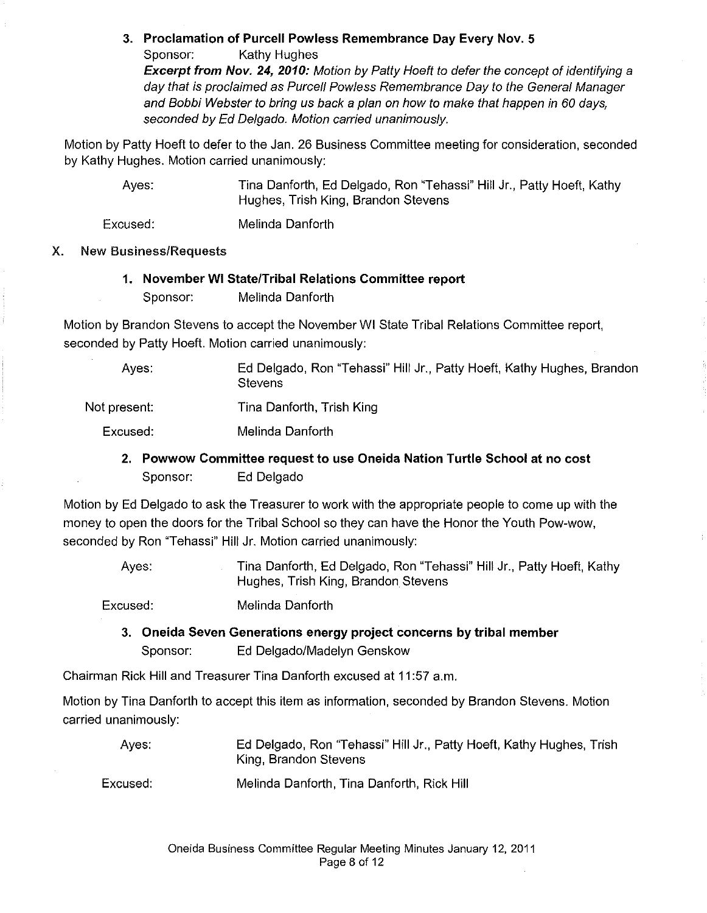### 3. Proclamation of Purcell Powless Remembrance Day Every Nov. 5

Sponsor: Kathy Hughes

***Excerpt from Nov. 24, 2010:*** *Motion by Patty Hoeft to defer the concept of identifying a day that is proclaimed as Purcell Powless Remembrance Day to the General Manager and Bobbi Webster to bring us back a plan on how to make that happen in 60 days, seconded by Ed Delgado. Motion carried unanimously.*

Motion by Patty Hoeft to defer to the Jan. 26 Business Committee meeting for consideration, seconded by Kathy Hughes. Motion carried unanimously:

| | |
|---|---|
| Ayes: | Tina Danforth, Ed Delgado, Ron "Tehassi" Hill Jr., Patty Hoeft, Kathy Hughes, Trish King, Brandon Stevens |
| Excused: | Melinda Danforth |

## X. New Business/Requests

### 1. November WI State/Tribal Relations Committee report

Sponsor: Melinda Danforth

Motion by Brandon Stevens to accept the November WI State Tribal Relations Committee report, seconded by Patty Hoeft. Motion carried unanimously:

| | |
|---|---|
| Ayes: | Ed Delgado, Ron "Tehassi" Hill Jr., Patty Hoeft, Kathy Hughes, Brandon Stevens |
| Not present: | Tina Danforth, Trish King |
| Excused: | Melinda Danforth |

### 2. Powwow Committee request to use Oneida Nation Turtle School at no cost

Sponsor: Ed Delgado

Motion by Ed Delgado to ask the Treasurer to work with the appropriate people to come up with the money to open the doors for the Tribal School so they can have the Honor the Youth Pow-wow, seconded by Ron "Tehassi" Hill Jr. Motion carried unanimously:

| | |
|---|---|
| Ayes: | Tina Danforth, Ed Delgado, Ron "Tehassi" Hill Jr., Patty Hoeft, Kathy Hughes, Trish King, Brandon Stevens |
| Excused: | Melinda Danforth |

### 3. Oneida Seven Generations energy project concerns by tribal member

Sponsor: Ed Delgado/Madelyn Genskow

Chairman Rick Hill and Treasurer Tina Danforth excused at 11:57 a.m.

Motion by Tina Danforth to accept this item as information, seconded by Brandon Stevens. Motion carried unanimously:

| | |
|---|---|
| Ayes: | Ed Delgado, Ron "Tehassi" Hill Jr., Patty Hoeft, Kathy Hughes, Trish King, Brandon Stevens |
| Excused: | Melinda Danforth, Tina Danforth, Rick Hill |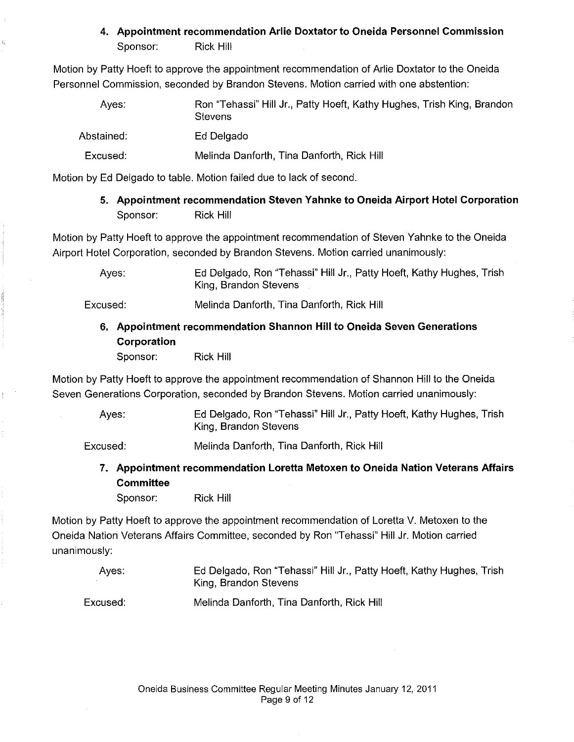### 4. Appointment recommendation Arlie Doxtator to Oneida Personnel Commission

Sponsor: Rick Hill

Motion by Patty Hoeft to approve the appointment recommendation of Arlie Doxtator to the Oneida Personnel Commission, seconded by Brandon Stevens. Motion carried with one abstention:

| | |
|---|---|
| Ayes: | Ron "Tehassi" Hill Jr., Patty Hoeft, Kathy Hughes, Trish King, Brandon Stevens |
| Abstained: | Ed Delgado |
| Excused: | Melinda Danforth, Tina Danforth, Rick Hill |

Motion by Ed Delgado to table. Motion failed due to lack of second.

### 5. Appointment recommendation Steven Yahnke to Oneida Airport Hotel Corporation

Sponsor: Rick Hill

Motion by Patty Hoeft to approve the appointment recommendation of Steven Yahnke to the Oneida Airport Hotel Corporation, seconded by Brandon Stevens. Motion carried unanimously:

| | |
|---|---|
| Ayes: | Ed Delgado, Ron "Tehassi" Hill Jr., Patty Hoeft, Kathy Hughes, Trish King, Brandon Stevens |
| Excused: | Melinda Danforth, Tina Danforth, Rick Hill |

### 6. Appointment recommendation Shannon Hill to Oneida Seven Generations Corporation

Sponsor: Rick Hill

Motion by Patty Hoeft to approve the appointment recommendation of Shannon Hill to the Oneida Seven Generations Corporation, seconded by Brandon Stevens. Motion carried unanimously:

| | |
|---|---|
| Ayes: | Ed Delgado, Ron "Tehassi" Hill Jr., Patty Hoeft, Kathy Hughes, Trish King, Brandon Stevens |
| Excused: | Melinda Danforth, Tina Danforth, Rick Hill |

### 7. Appointment recommendation Loretta Metoxen to Oneida Nation Veterans Affairs Committee

Sponsor: Rick Hill

Motion by Patty Hoeft to approve the appointment recommendation of Loretta V. Metoxen to the Oneida Nation Veterans Affairs Committee, seconded by Ron "Tehassi" Hill Jr. Motion carried unanimously:

| | |
|---|---|
| Ayes: | Ed Delgado, Ron "Tehassi" Hill Jr., Patty Hoeft, Kathy Hughes, Trish King, Brandon Stevens |
| Excused: | Melinda Danforth, Tina Danforth, Rick Hill |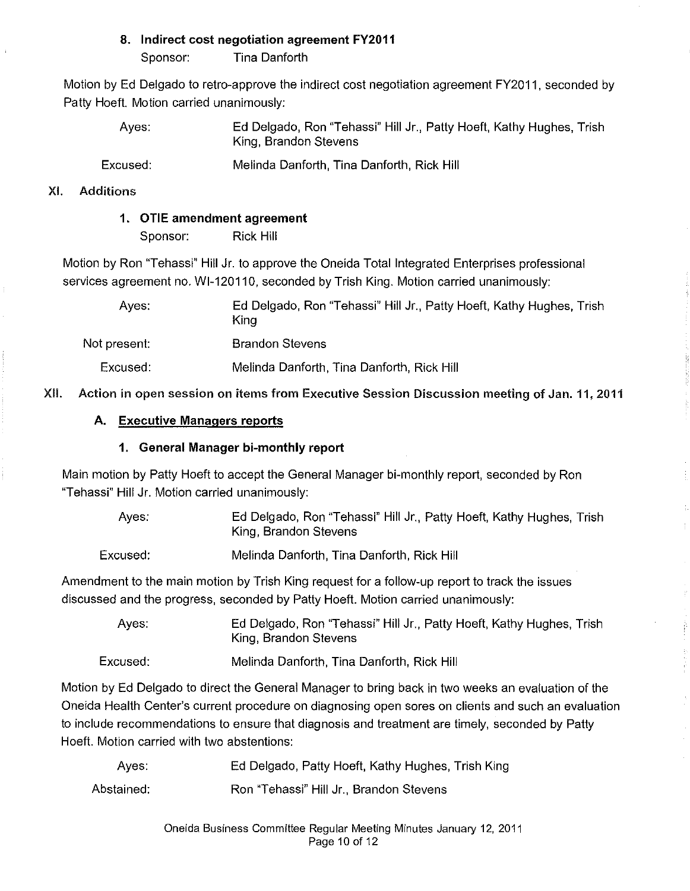#### 8. Indirect cost negotiation agreement FY2011

Sponsor: Tina Danforth

Motion by Ed Delgado to retro-approve the indirect cost negotiation agreement FY2011, seconded by Patty Hoeft. Motion carried unanimously:

| | |
|---|---|
| Ayes: | Ed Delgado, Ron "Tehassi" Hill Jr., Patty Hoeft, Kathy Hughes, Trish King, Brandon Stevens |
| Excused: | Melinda Danforth, Tina Danforth, Rick Hill |

## XI. Additions

#### 1. OTIE amendment agreement

Sponsor: Rick Hill

Motion by Ron "Tehassi" Hill Jr. to approve the Oneida Total Integrated Enterprises professional services agreement no. WI-120110, seconded by Trish King. Motion carried unanimously:

| | |
|---|---|
| Ayes: | Ed Delgado, Ron "Tehassi" Hill Jr., Patty Hoeft, Kathy Hughes, Trish King |
| Not present: | Brandon Stevens |
| Excused: | Melinda Danforth, Tina Danforth, Rick Hill |

## XII. Action in open session on items from Executive Session Discussion meeting of Jan. 11, 2011

### A. Executive Managers reports

#### 1. General Manager bi-monthly report

Main motion by Patty Hoeft to accept the General Manager bi-monthly report, seconded by Ron "Tehassi" Hill Jr. Motion carried unanimously:

| | |
|---|---|
| Ayes: | Ed Delgado, Ron "Tehassi" Hill Jr., Patty Hoeft, Kathy Hughes, Trish King, Brandon Stevens |
| Excused: | Melinda Danforth, Tina Danforth, Rick Hill |

Amendment to the main motion by Trish King request for a follow-up report to track the issues discussed and the progress, seconded by Patty Hoeft. Motion carried unanimously:

| | |
|---|---|
| Ayes: | Ed Delgado, Ron "Tehassi" Hill Jr., Patty Hoeft, Kathy Hughes, Trish King, Brandon Stevens |
| Excused: | Melinda Danforth, Tina Danforth, Rick Hill |

Motion by Ed Delgado to direct the General Manager to bring back in two weeks an evaluation of the Oneida Health Center's current procedure on diagnosing open sores on clients and such an evaluation to include recommendations to ensure that diagnosis and treatment are timely, seconded by Patty Hoeft. Motion carried with two abstentions:

| | |
|---|---|
| Ayes: | Ed Delgado, Patty Hoeft, Kathy Hughes, Trish King |
| Abstained: | Ron "Tehassi" Hill Jr., Brandon Stevens |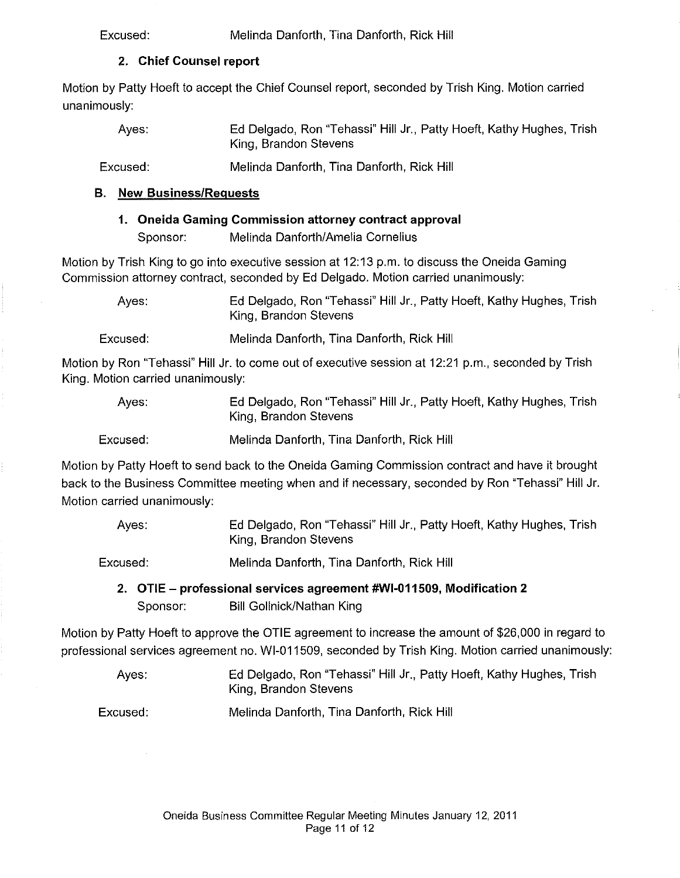Excused: Melinda Danforth, Tina Danforth, Rick Hill

#### 2. Chief Counsel report

Motion by Patty Hoeft to accept the Chief Counsel report, seconded by Trish King. Motion carried unanimously:

Ayes: Ed Delgado, Ron "Tehassi" Hill Jr., Patty Hoeft, Kathy Hughes, Trish King, Brandon Stevens

Excused: Melinda Danforth, Tina Danforth, Rick Hill

### B. New Business/Requests

#### 1. Oneida Gaming Commission attorney contract approval

Sponsor: Melinda Danforth/Amelia Cornelius

Motion by Trish King to go into executive session at 12:13 p.m. to discuss the Oneida Gaming Commission attorney contract, seconded by Ed Delgado. Motion carried unanimously:

Ayes: Ed Delgado, Ron "Tehassi" Hill Jr., Patty Hoeft, Kathy Hughes, Trish King, Brandon Stevens

Excused: Melinda Danforth, Tina Danforth, Rick Hill

Motion by Ron "Tehassi" Hill Jr. to come out of executive session at 12:21 p.m., seconded by Trish King. Motion carried unanimously:

Ayes: Ed Delgado, Ron "Tehassi" Hill Jr., Patty Hoeft, Kathy Hughes, Trish King, Brandon Stevens

Excused: Melinda Danforth, Tina Danforth, Rick Hill

Motion by Patty Hoeft to send back to the Oneida Gaming Commission contract and have it brought back to the Business Committee meeting when and if necessary, seconded by Ron "Tehassi" Hill Jr. Motion carried unanimously:

Ayes: Ed Delgado, Ron "Tehassi" Hill Jr., Patty Hoeft, Kathy Hughes, Trish King, Brandon Stevens

Excused: Melinda Danforth, Tina Danforth, Rick Hill

#### 2. OTIE – professional services agreement #WI-011509, Modification 2

Sponsor: Bill Gollnick/Nathan King

Motion by Patty Hoeft to approve the OTIE agreement to increase the amount of $26,000 in regard to professional services agreement no. WI-011509, seconded by Trish King. Motion carried unanimously:

Ayes: Ed Delgado, Ron "Tehassi" Hill Jr., Patty Hoeft, Kathy Hughes, Trish King, Brandon Stevens

Excused: Melinda Danforth, Tina Danforth, Rick Hill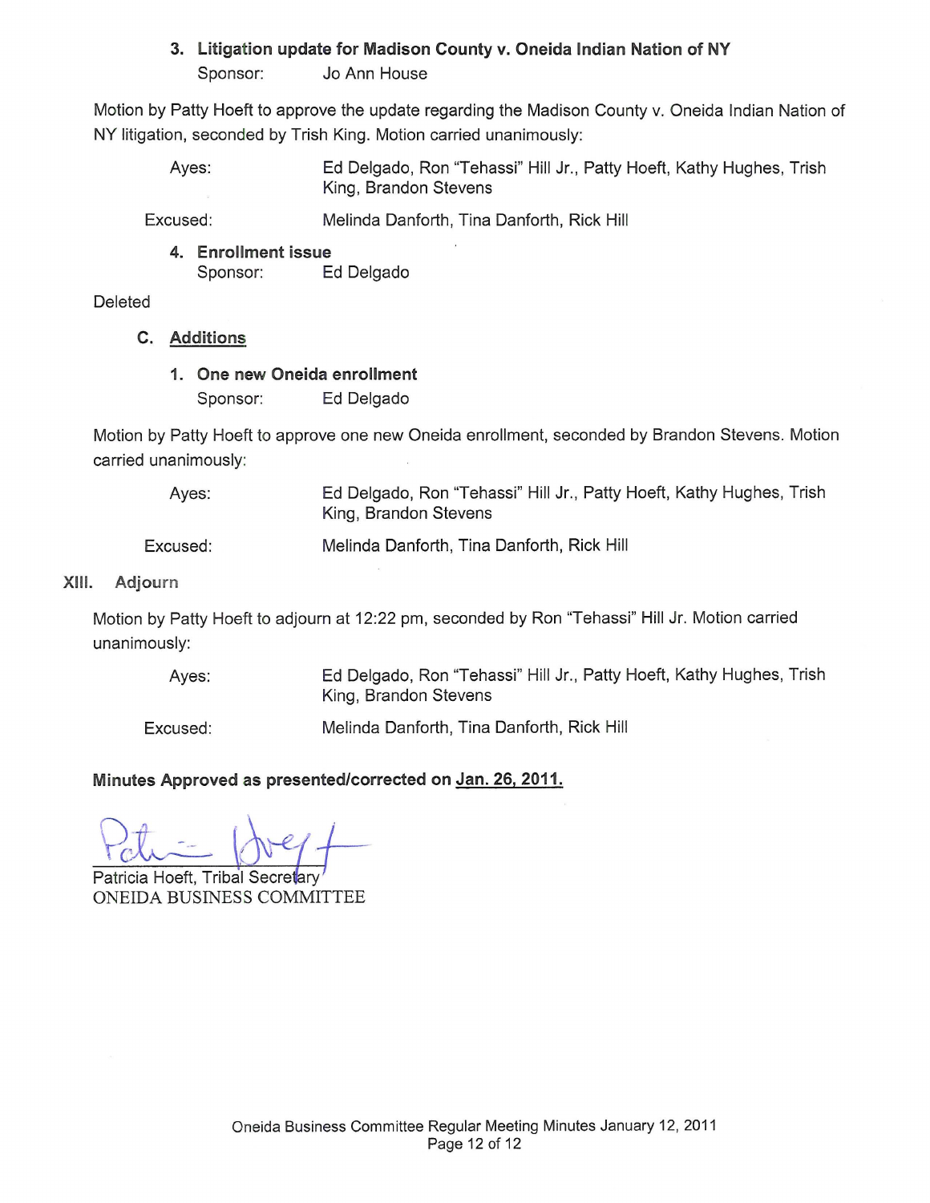**3. Litigation update for Madison County v. Oneida Indian Nation of NY**
Sponsor: Jo Ann House

Motion by Patty Hoeft to approve the update regarding the Madison County v. Oneida Indian Nation of NY litigation, seconded by Trish King. Motion carried unanimously:

| | |
|---|---|
| Ayes: | Ed Delgado, Ron "Tehassi" Hill Jr., Patty Hoeft, Kathy Hughes, Trish King, Brandon Stevens |
| Excused: | Melinda Danforth, Tina Danforth, Rick Hill |

**4. Enrollment issue**
Sponsor: Ed Delgado

Deleted

### C. Additions

**1. One new Oneida enrollment**
Sponsor: Ed Delgado

Motion by Patty Hoeft to approve one new Oneida enrollment, seconded by Brandon Stevens. Motion carried unanimously:

| | |
|---|---|
| Ayes: | Ed Delgado, Ron "Tehassi" Hill Jr., Patty Hoeft, Kathy Hughes, Trish King, Brandon Stevens |
| Excused: | Melinda Danforth, Tina Danforth, Rick Hill |

## XIII. Adjourn

Motion by Patty Hoeft to adjourn at 12:22 pm, seconded by Ron "Tehassi" Hill Jr. Motion carried unanimously:

| | |
|---|---|
| Ayes: | Ed Delgado, Ron "Tehassi" Hill Jr., Patty Hoeft, Kathy Hughes, Trish King, Brandon Stevens |
| Excused: | Melinda Danforth, Tina Danforth, Rick Hill |

**Minutes Approved as presented/corrected on Jan. 26, 2011.**

Patricia Hoeft, Tribal Secretary
ONEIDA BUSINESS COMMITTEE